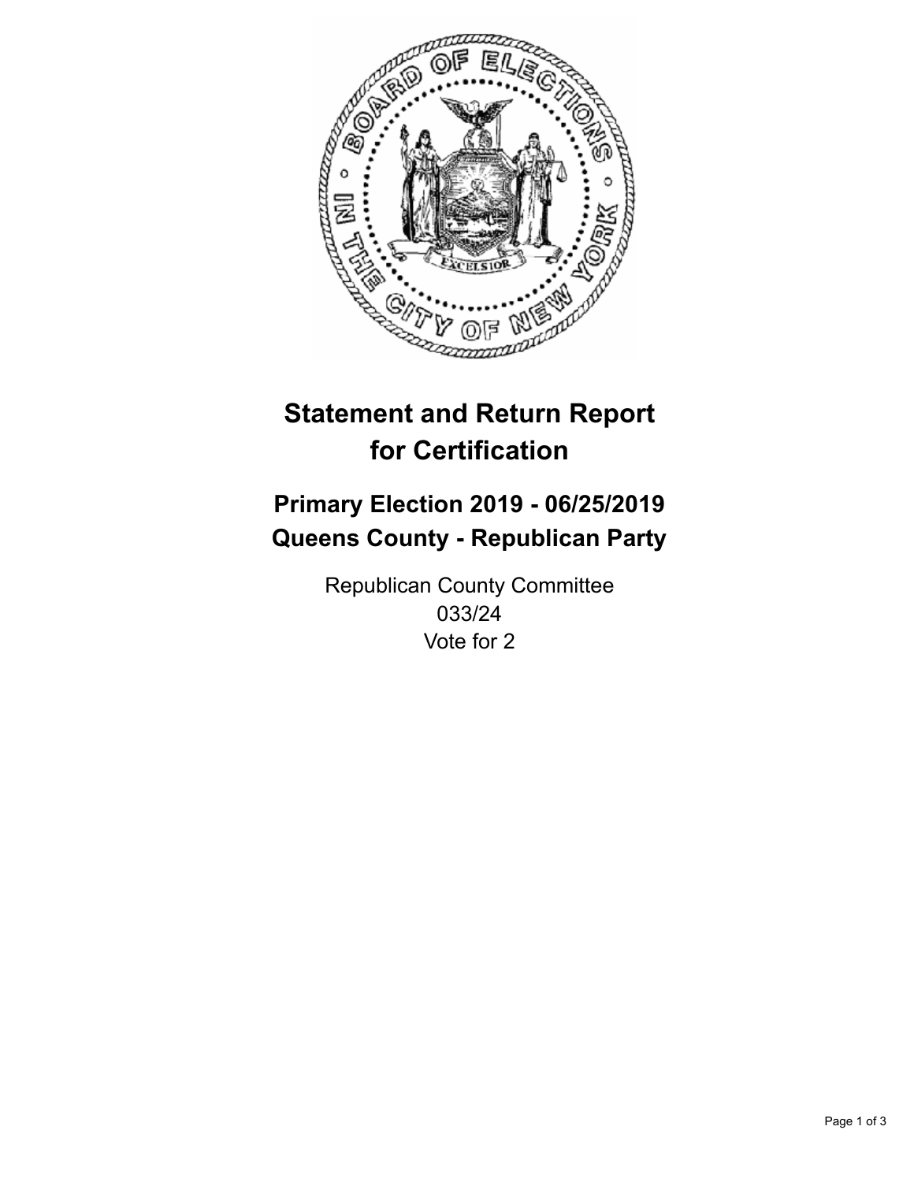# Statement and Return Report for Certification

## Primary Election 2019 - 06/25/2019
## Queens County - Republican Party

Republican County Committee
033/24
Vote for 2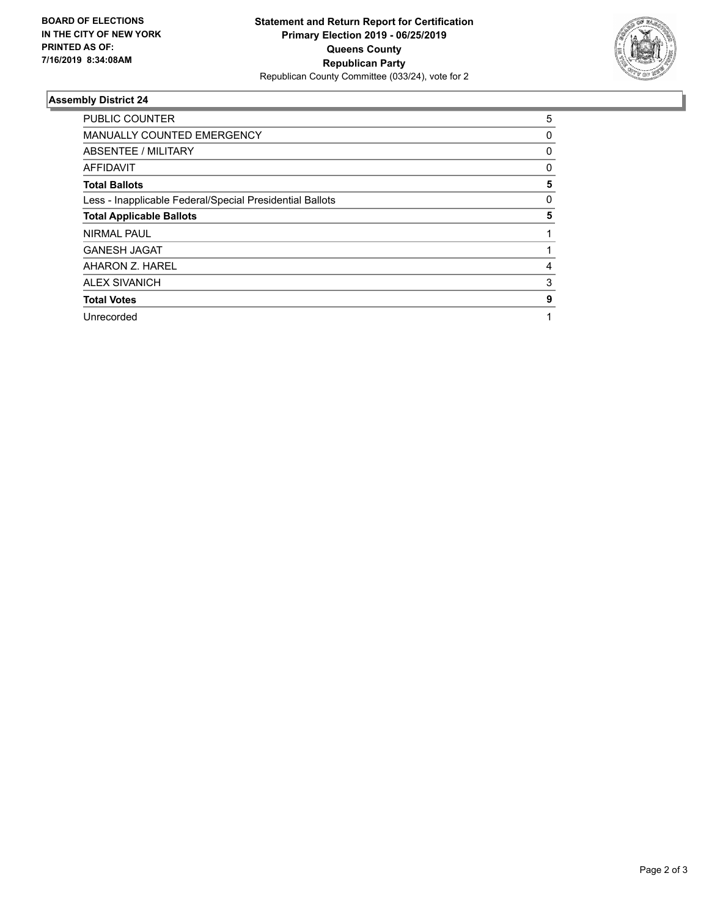**BOARD OF ELECTIONS**
**IN THE CITY OF NEW YORK**
**PRINTED AS OF:**
**7/16/2019 8:34:08AM**

**Statement and Return Report for Certification**
**Primary Election 2019 - 06/25/2019**
**Queens County**
**Republican Party**
Republican County Committee (033/24), vote for 2

### Assembly District 24

| | |
|---|---|
| PUBLIC COUNTER | 5 |
| MANUALLY COUNTED EMERGENCY | 0 |
| ABSENTEE / MILITARY | 0 |
| AFFIDAVIT | 0 |
| **Total Ballots** | **5** |
| Less - Inapplicable Federal/Special Presidential Ballots | 0 |
| **Total Applicable Ballots** | **5** |
| NIRMAL PAUL | 1 |
| GANESH JAGAT | 1 |
| AHARON Z. HAREL | 4 |
| ALEX SIVANICH | 3 |
| **Total Votes** | **9** |
| Unrecorded | 1 |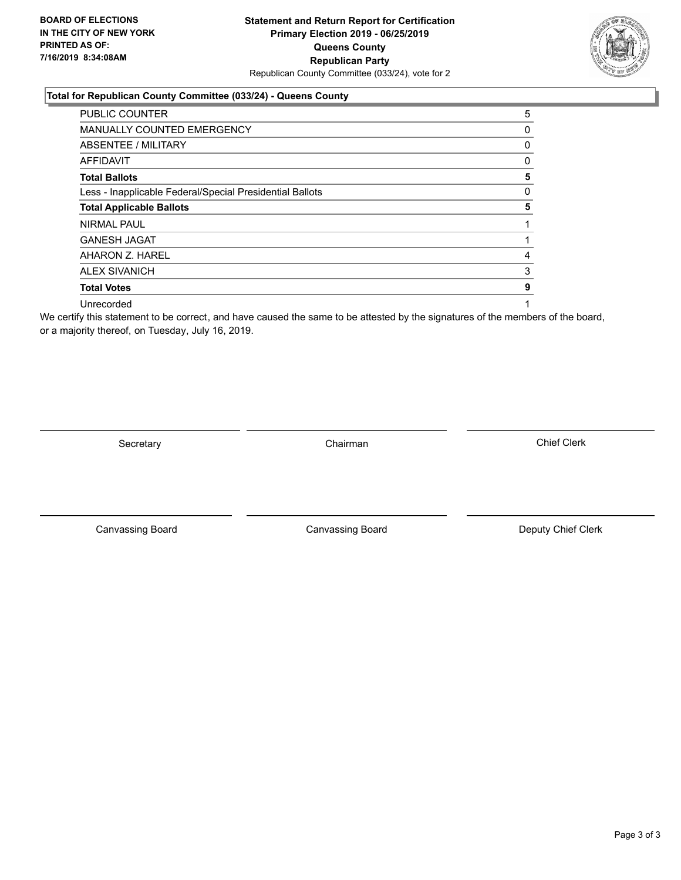**BOARD OF ELECTIONS IN THE CITY OF NEW YORK PRINTED AS OF: 7/16/2019 8:34:08AM**

**Statement and Return Report for Certification**
**Primary Election 2019 - 06/25/2019**
**Queens County**
**Republican Party**
Republican County Committee (033/24), vote for 2

## Total for Republican County Committee (033/24) - Queens County

| | |
|---|---|
| PUBLIC COUNTER | 5 |
| MANUALLY COUNTED EMERGENCY | 0 |
| ABSENTEE / MILITARY | 0 |
| AFFIDAVIT | 0 |
| **Total Ballots** | **5** |
| Less - Inapplicable Federal/Special Presidential Ballots | 0 |
| **Total Applicable Ballots** | **5** |
| NIRMAL PAUL | 1 |
| GANESH JAGAT | 1 |
| AHARON Z. HAREL | 4 |
| ALEX SIVANICH | 3 |
| **Total Votes** | **9** |
| Unrecorded | 1 |

We certify this statement to be correct, and have caused the same to be attested by the signatures of the members of the board, or a majority thereof, on Tuesday, July 16, 2019.

Secretary

Chairman

Chief Clerk

Canvassing Board

Canvassing Board

Deputy Chief Clerk